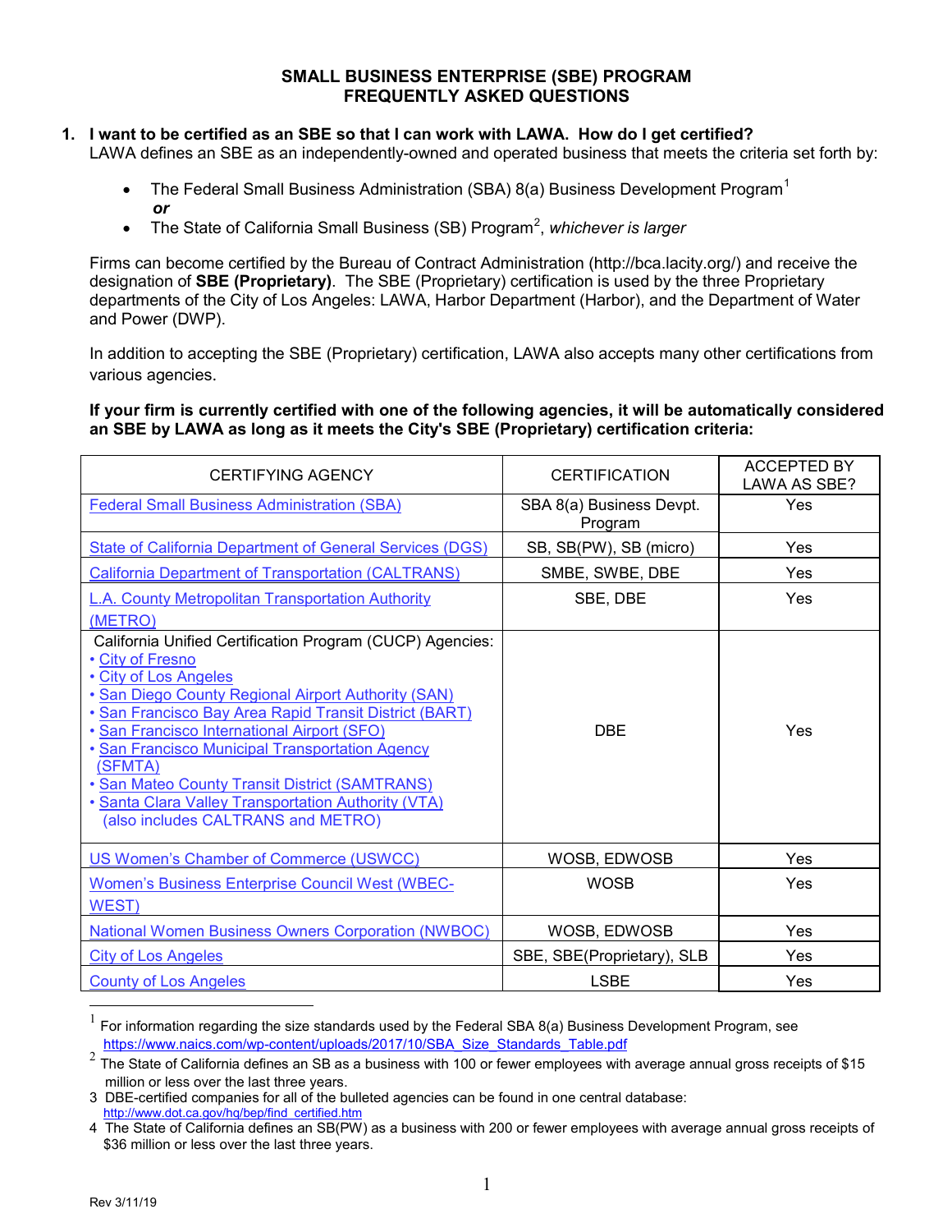# SMALL BUSINESS ENTERPRISE (SBE) PROGRAM
# FREQUENTLY ASKED QUESTIONS

**1. I want to be certified as an SBE so that I can work with LAWA. How do I get certified?**

LAWA defines an SBE as an independently-owned and operated business that meets the criteria set forth by:

- The Federal Small Business Administration (SBA) 8(a) Business Development Program[1]
  ***or***
- The State of California Small Business (SB) Program[2], *whichever is larger*

Firms can become certified by the Bureau of Contract Administration (http://bca.lacity.org/) and receive the designation of **SBE (Proprietary)**. The SBE (Proprietary) certification is used by the three Proprietary departments of the City of Los Angeles: LAWA, Harbor Department (Harbor), and the Department of Water and Power (DWP).

In addition to accepting the SBE (Proprietary) certification, LAWA also accepts many other certifications from various agencies.

**If your firm is currently certified with one of the following agencies, it will be automatically considered an SBE by LAWA as long as it meets the City's SBE (Proprietary) certification criteria:**

| CERTIFYING AGENCY | CERTIFICATION | ACCEPTED BY LAWA AS SBE? |
|---|---|---|
| Federal Small Business Administration (SBA) | SBA 8(a) Business Devpt. Program | Yes |
| State of California Department of General Services (DGS) | SB, SB(PW), SB (micro) | Yes |
| California Department of Transportation (CALTRANS) | SMBE, SWBE, DBE | Yes |
| L.A. County Metropolitan Transportation Authority (METRO) | SBE, DBE | Yes |
| California Unified Certification Program (CUCP) Agencies:<br>• City of Fresno<br>• City of Los Angeles<br>• San Diego County Regional Airport Authority (SAN)<br>• San Francisco Bay Area Rapid Transit District (BART)<br>• San Francisco International Airport (SFO)<br>• San Francisco Municipal Transportation Agency (SFMTA)<br>• San Mateo County Transit District (SAMTRANS)<br>• Santa Clara Valley Transportation Authority (VTA)<br>(also includes CALTRANS and METRO) | DBE | Yes |
| US Women's Chamber of Commerce (USWCC) | WOSB, EDWOSB | Yes |
| Women's Business Enterprise Council West (WBEC-WEST) | WOSB | Yes |
| National Women Business Owners Corporation (NWBOC) | WOSB, EDWOSB | Yes |
| City of Los Angeles | SBE, SBE(Proprietary), SLB | Yes |
| County of Los Angeles | LSBE | Yes |

---

[1] For information regarding the size standards used by the Federal SBA 8(a) Business Development Program, see https://www.naics.com/wp-content/uploads/2017/10/SBA_Size_Standards_Table.pdf

[2] The State of California defines an SB as a business with 100 or fewer employees with average annual gross receipts of $15 million or less over the last three years.

3 DBE-certified companies for all of the bulleted agencies can be found in one central database: http://www.dot.ca.gov/hq/bep/find_certified.htm

4 The State of California defines an SB(PW) as a business with 200 or fewer employees with average annual gross receipts of $36 million or less over the last three years.

Rev 3/11/19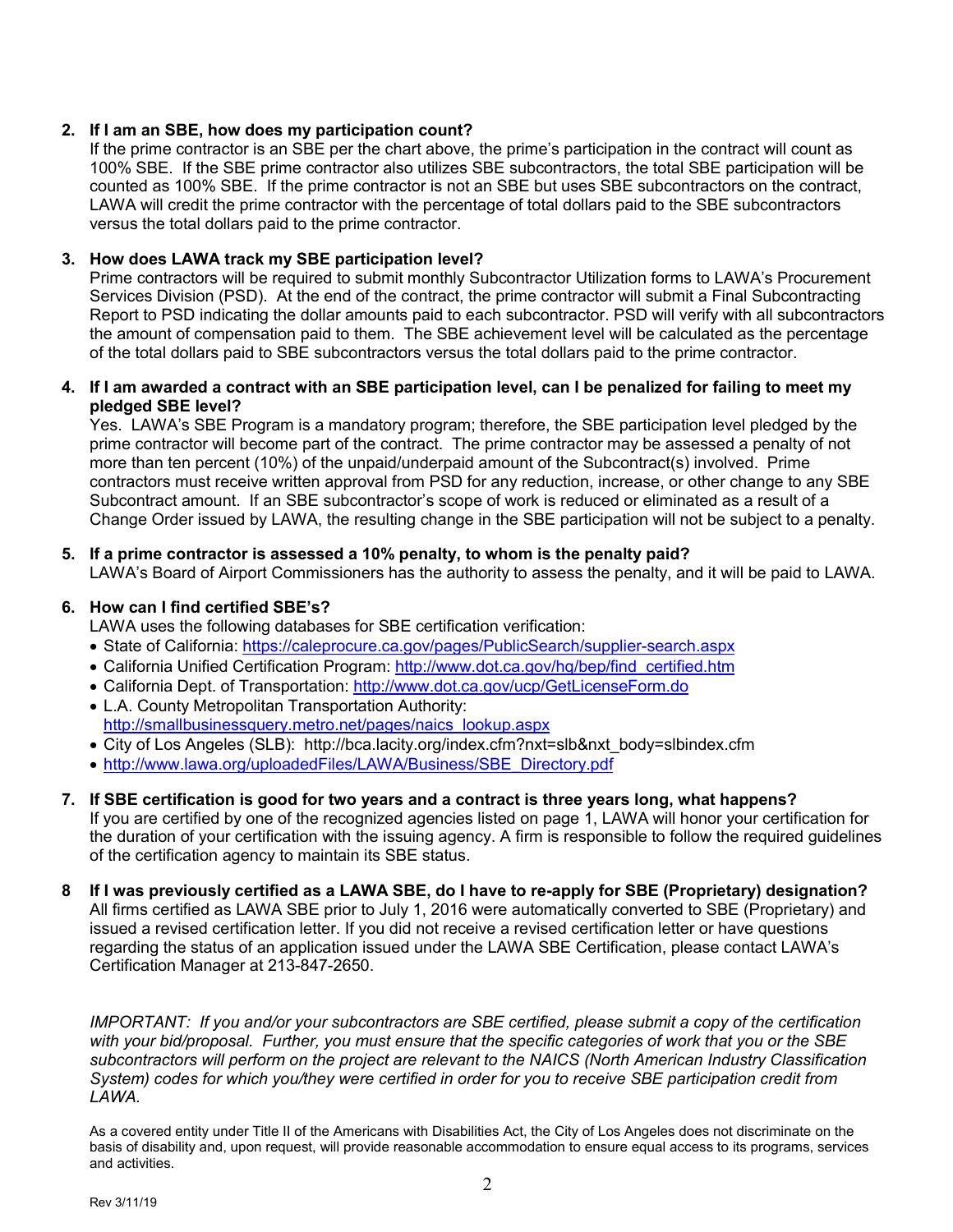**2. If I am an SBE, how does my participation count?**

If the prime contractor is an SBE per the chart above, the prime's participation in the contract will count as 100% SBE. If the SBE prime contractor also utilizes SBE subcontractors, the total SBE participation will be counted as 100% SBE. If the prime contractor is not an SBE but uses SBE subcontractors on the contract, LAWA will credit the prime contractor with the percentage of total dollars paid to the SBE subcontractors versus the total dollars paid to the prime contractor.

**3. How does LAWA track my SBE participation level?**

Prime contractors will be required to submit monthly Subcontractor Utilization forms to LAWA's Procurement Services Division (PSD). At the end of the contract, the prime contractor will submit a Final Subcontracting Report to PSD indicating the dollar amounts paid to each subcontractor. PSD will verify with all subcontractors the amount of compensation paid to them. The SBE achievement level will be calculated as the percentage of the total dollars paid to SBE subcontractors versus the total dollars paid to the prime contractor.

**4. If I am awarded a contract with an SBE participation level, can I be penalized for failing to meet my pledged SBE level?**

Yes. LAWA's SBE Program is a mandatory program; therefore, the SBE participation level pledged by the prime contractor will become part of the contract. The prime contractor may be assessed a penalty of not more than ten percent (10%) of the unpaid/underpaid amount of the Subcontract(s) involved. Prime contractors must receive written approval from PSD for any reduction, increase, or other change to any SBE Subcontract amount. If an SBE subcontractor's scope of work is reduced or eliminated as a result of a Change Order issued by LAWA, the resulting change in the SBE participation will not be subject to a penalty.

**5. If a prime contractor is assessed a 10% penalty, to whom is the penalty paid?**

LAWA's Board of Airport Commissioners has the authority to assess the penalty, and it will be paid to LAWA.

**6. How can I find certified SBE's?**

LAWA uses the following databases for SBE certification verification:

- State of California: https://caleprocure.ca.gov/pages/PublicSearch/supplier-search.aspx
- California Unified Certification Program: http://www.dot.ca.gov/hq/bep/find_certified.htm
- California Dept. of Transportation: http://www.dot.ca.gov/ucp/GetLicenseForm.do
- L.A. County Metropolitan Transportation Authority: http://smallbusinessquery.metro.net/pages/naics_lookup.aspx
- City of Los Angeles (SLB): http://bca.lacity.org/index.cfm?nxt=slb&nxt_body=slbindex.cfm
- http://www.lawa.org/uploadedFiles/LAWA/Business/SBE_Directory.pdf

**7. If SBE certification is good for two years and a contract is three years long, what happens?**

If you are certified by one of the recognized agencies listed on page 1, LAWA will honor your certification for the duration of your certification with the issuing agency. A firm is responsible to follow the required guidelines of the certification agency to maintain its SBE status.

**8 If I was previously certified as a LAWA SBE, do I have to re-apply for SBE (Proprietary) designation?**

All firms certified as LAWA SBE prior to July 1, 2016 were automatically converted to SBE (Proprietary) and issued a revised certification letter. If you did not receive a revised certification letter or have questions regarding the status of an application issued under the LAWA SBE Certification, please contact LAWA's Certification Manager at 213-847-2650.

*IMPORTANT: If you and/or your subcontractors are SBE certified, please submit a copy of the certification with your bid/proposal. Further, you must ensure that the specific categories of work that you or the SBE subcontractors will perform on the project are relevant to the NAICS (North American Industry Classification System) codes for which you/they were certified in order for you to receive SBE participation credit from LAWA.*

As a covered entity under Title II of the Americans with Disabilities Act, the City of Los Angeles does not discriminate on the basis of disability and, upon request, will provide reasonable accommodation to ensure equal access to its programs, services and activities.

Rev 3/11/19